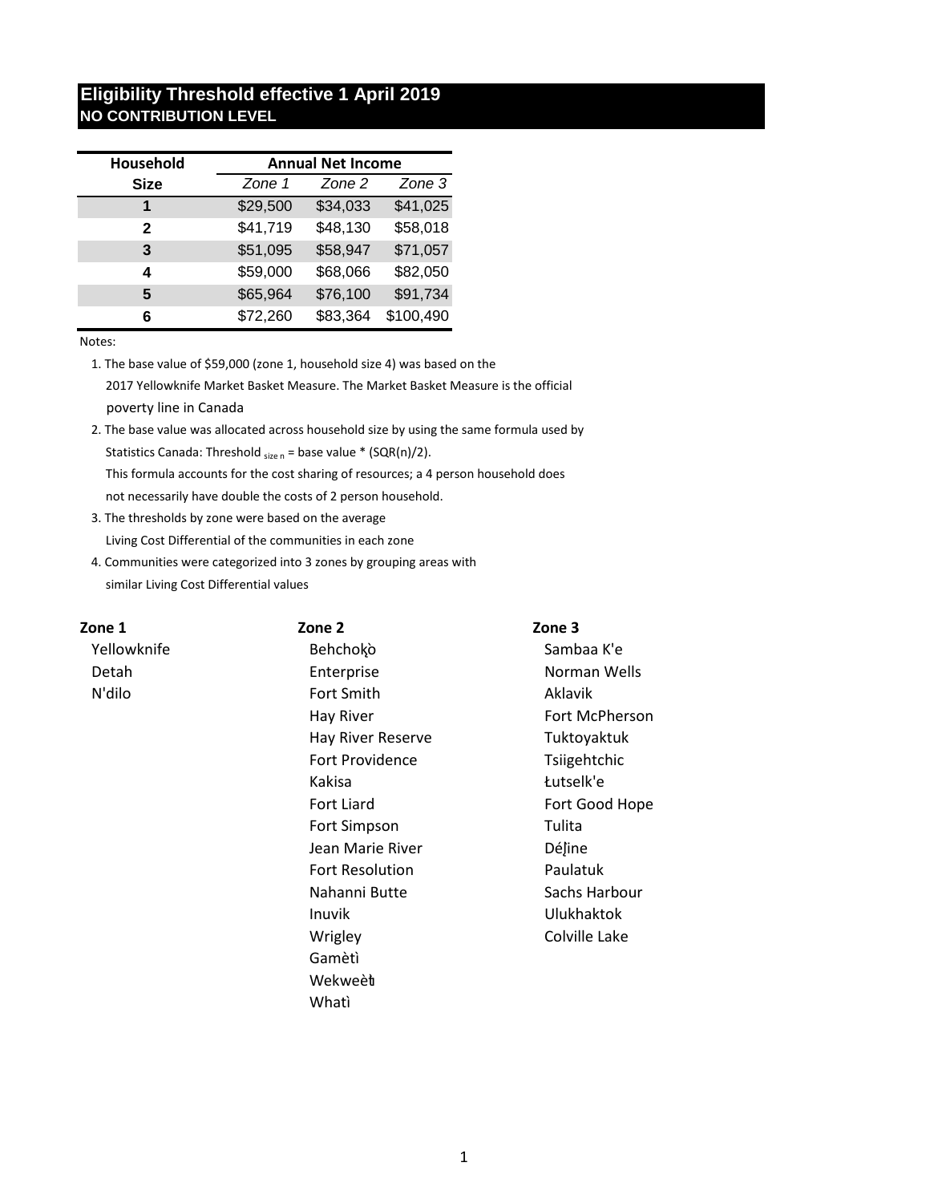# Eligibility Threshold effective 1 April 2019

## NO CONTRIBUTION LEVEL

| Household Size | Annual Net Income | | |
|---|---|---|---|
| | *Zone 1* | *Zone 2* | *Zone 3* |
| **1** | $29,500 | $34,033 | $41,025 |
| **2** | $41,719 | $48,130 | $58,018 |
| **3** | $51,095 | $58,947 | $71,057 |
| **4** | $59,000 | $68,066 | $82,050 |
| **5** | $65,964 | $76,100 | $91,734 |
| **6** | $72,260 | $83,364 | $100,490 |

Notes:

1. The base value of $59,000 (zone 1, household size 4) was based on the 2017 Yellowknife Market Basket Measure. The Market Basket Measure is the official poverty line in Canada
2. The base value was allocated across household size by using the same formula used by Statistics Canada: Threshold $_{\text{size n}}$ = base value * (SQR(n)/2). This formula accounts for the cost sharing of resources; a 4 person household does not necessarily have double the costs of 2 person household.
3. The thresholds by zone were based on the average Living Cost Differential of the communities in each zone
4. Communities were categorized into 3 zones by grouping areas with similar Living Cost Differential values

| Zone 1 | Zone 2 | Zone 3 |
|---|---|---|
| Yellowknife | Behchokǫ̀ | Sambaa K'e |
| Detah | Enterprise | Norman Wells |
| N'dilo | Fort Smith | Aklavik |
| | Hay River | Fort McPherson |
| | Hay River Reserve | Tuktoyaktuk |
| | Fort Providence | Tsiigehtchic |
| | Kakisa | Łutselk'e |
| | Fort Liard | Fort Good Hope |
| | Fort Simpson | Tulita |
| | Jean Marie River | Délı̨ne |
| | Fort Resolution | Paulatuk |
| | Nahanni Butte | Sachs Harbour |
| | Inuvik | Ulukhaktok |
| | Wrigley | Colville Lake |
| | Gamètì | |
| | Wekweètì | |
| | Whatì | |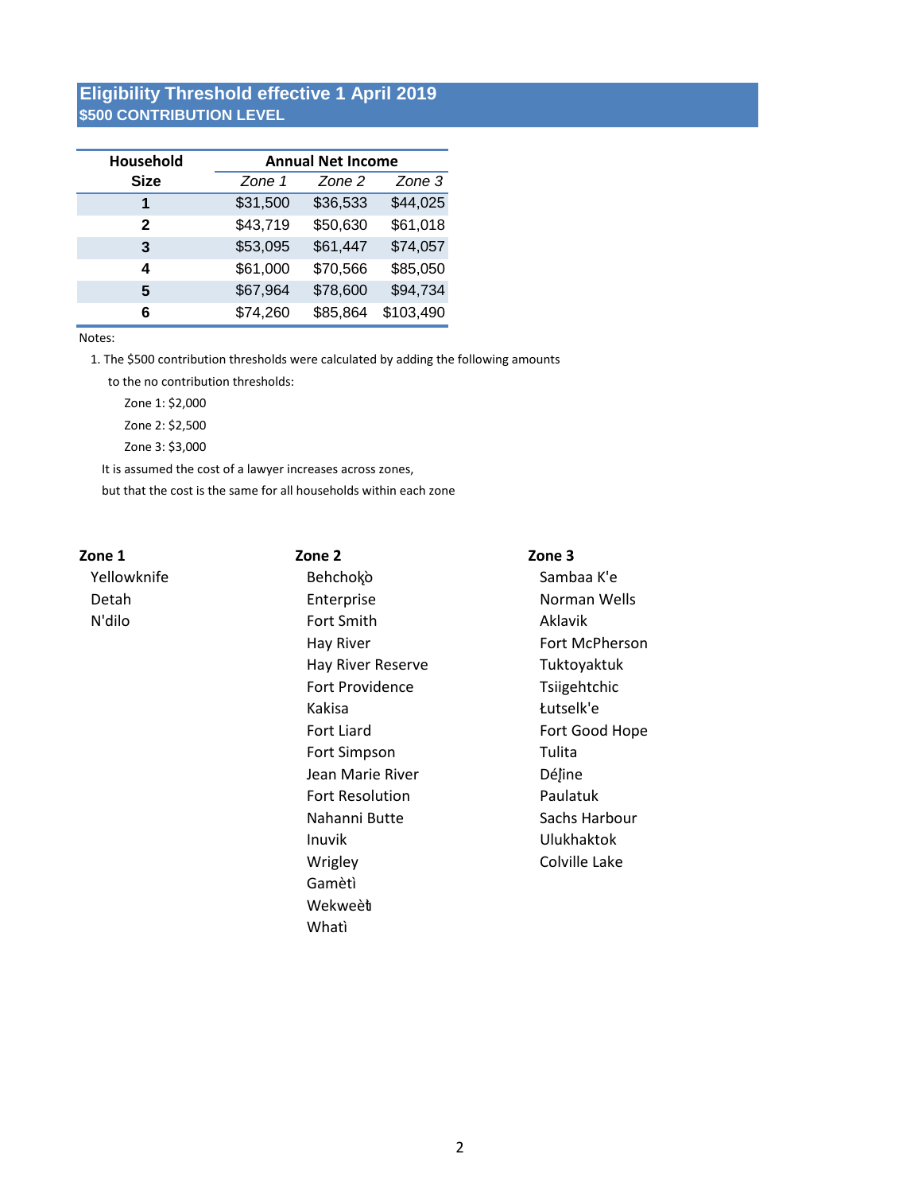## Eligibility Threshold effective 1 April 2019

### $500 CONTRIBUTION LEVEL

| Household Size | Annual Net Income | | |
|---|---|---|---|
| | *Zone 1* | *Zone 2* | *Zone 3* |
| **1** | $31,500 | $36,533 | $44,025 |
| **2** | $43,719 | $50,630 | $61,018 |
| **3** | $53,095 | $61,447 | $74,057 |
| **4** | $61,000 | $70,566 | $85,050 |
| **5** | $67,964 | $78,600 | $94,734 |
| **6** | $74,260 | $85,864 | $103,490 |

Notes:

1. The $500 contribution thresholds were calculated by adding the following amounts to the no contribution thresholds:
   - Zone 1: $2,000
   - Zone 2: $2,500
   - Zone 3: $3,000

   It is assumed the cost of a lawyer increases across zones, but that the cost is the same for all households within each zone

**Zone 1**

- Yellowknife
- Detah
- N'dilo

**Zone 2**

- Behchokǫ̀
- Enterprise
- Fort Smith
- Hay River
- Hay River Reserve
- Fort Providence
- Kakisa
- Fort Liard
- Fort Simpson
- Jean Marie River
- Fort Resolution
- Nahanni Butte
- Inuvik
- Wrigley
- Gamètì
- Wekweètì
- Whatì

**Zone 3**

- Sambaa K'e
- Norman Wells
- Aklavik
- Fort McPherson
- Tuktoyaktuk
- Tsiigehtchic
- Łutselk'e
- Fort Good Hope
- Tulita
- Déljne
- Paulatuk
- Sachs Harbour
- Ulukhaktok
- Colville Lake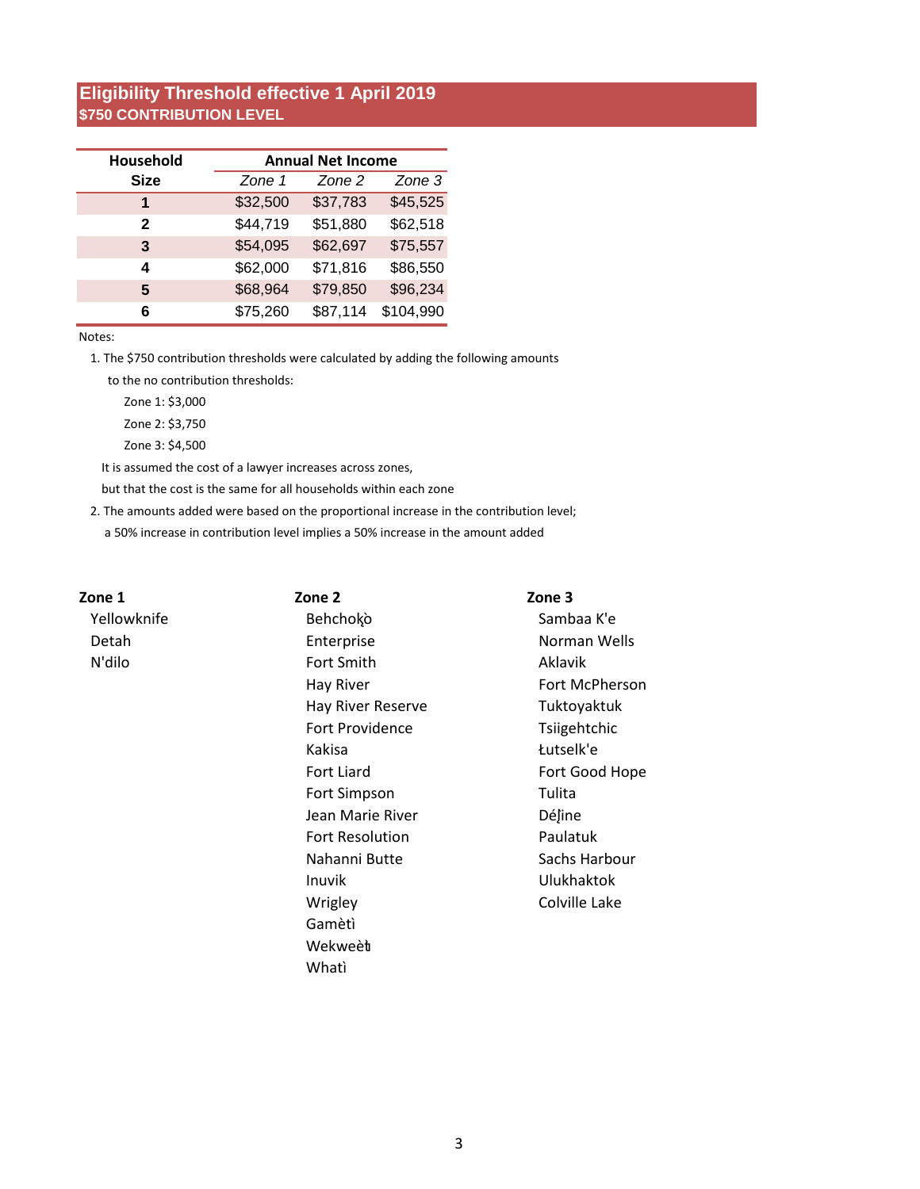## Eligibility Threshold effective 1 April 2019
### $750 CONTRIBUTION LEVEL

| Household Size | Annual Net Income | | |
|---|---|---|---|
| | *Zone 1* | *Zone 2* | *Zone 3* |
| **1** | $32,500 | $37,783 | $45,525 |
| **2** | $44,719 | $51,880 | $62,518 |
| **3** | $54,095 | $62,697 | $75,557 |
| **4** | $62,000 | $71,816 | $86,550 |
| **5** | $68,964 | $79,850 | $96,234 |
| **6** | $75,260 | $87,114 | $104,990 |

Notes:

1. The $750 contribution thresholds were calculated by adding the following amounts to the no contribution thresholds:

   Zone 1: $3,000

   Zone 2: $3,750

   Zone 3: $4,500

   It is assumed the cost of a lawyer increases across zones, but that the cost is the same for all households within each zone

2. The amounts added were based on the proportional increase in the contribution level; a 50% increase in contribution level implies a 50% increase in the amount added

**Zone 1**

- Yellowknife
- Detah
- N'dilo

**Zone 2**

- Behchokǫ̀
- Enterprise
- Fort Smith
- Hay River
- Hay River Reserve
- Fort Providence
- Kakisa
- Fort Liard
- Fort Simpson
- Jean Marie River
- Fort Resolution
- Nahanni Butte
- Inuvik
- Wrigley
- Gamètì
- Wekweètì
- Whatì

**Zone 3**

- Sambaa K'e
- Norman Wells
- Aklavik
- Fort McPherson
- Tuktoyaktuk
- Tsiigehtchic
- Łutselk'e
- Fort Good Hope
- Tulita
- Délı̨ne
- Paulatuk
- Sachs Harbour
- Ulukhaktok
- Colville Lake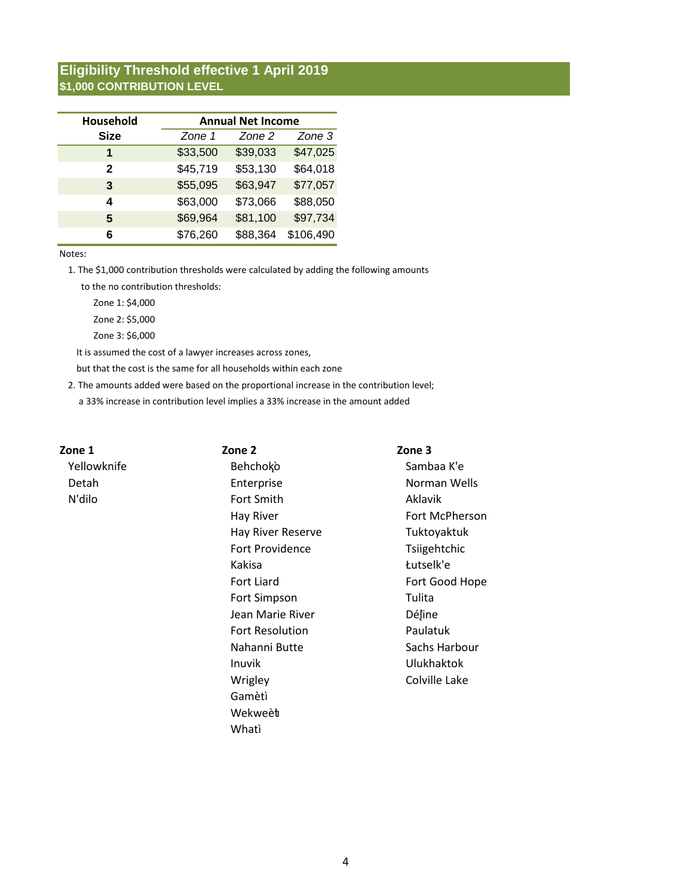## Eligibility Threshold effective 1 April 2019

### $1,000 CONTRIBUTION LEVEL

| Household Size | Annual Net Income | | |
|---|---|---|---|
| | *Zone 1* | *Zone 2* | *Zone 3* |
| **1** | $33,500 | $39,033 | $47,025 |
| **2** | $45,719 | $53,130 | $64,018 |
| **3** | $55,095 | $63,947 | $77,057 |
| **4** | $63,000 | $73,066 | $88,050 |
| **5** | $69,964 | $81,100 | $97,734 |
| **6** | $76,260 | $88,364 | $106,490 |

Notes:

1. The $1,000 contribution thresholds were calculated by adding the following amounts to the no contribution thresholds:

   Zone 1: $4,000

   Zone 2: $5,000

   Zone 3: $6,000

   It is assumed the cost of a lawyer increases across zones, but that the cost is the same for all households within each zone

2. The amounts added were based on the proportional increase in the contribution level; a 33% increase in contribution level implies a 33% increase in the amount added

**Zone 1**

- Yellowknife
- Detah
- N'dilo

**Zone 2**

- Behchokǫ̀
- Enterprise
- Fort Smith
- Hay River
- Hay River Reserve
- Fort Providence
- Kakisa
- Fort Liard
- Fort Simpson
- Jean Marie River
- Fort Resolution
- Nahanni Butte
- Inuvik
- Wrigley
- Gamètì
- Wekweètì
- Whatì

**Zone 3**

- Sambaa K'e
- Norman Wells
- Aklavik
- Fort McPherson
- Tuktoyaktuk
- Tsiigehtchic
- Łutselk'e
- Fort Good Hope
- Tulita
- Délı̨ne
- Paulatuk
- Sachs Harbour
- Ulukhaktok
- Colville Lake